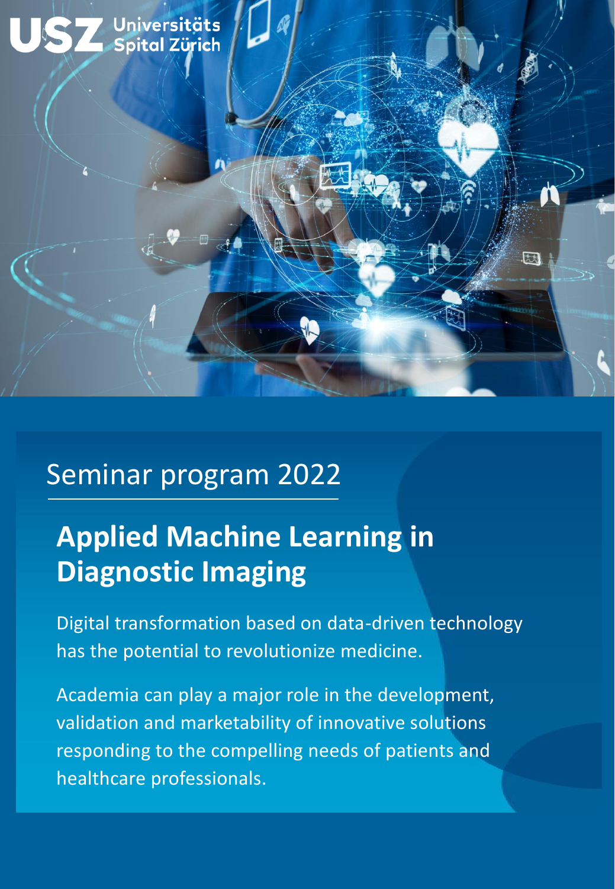USZ Universitäts Spital Zürich

Seminar program 2022

# Applied Machine Learning in Diagnostic Imaging

Digital transformation based on data-driven technology has the potential to revolutionize medicine.

Academia can play a major role in the development, validation and marketability of innovative solutions responding to the compelling needs of patients and healthcare professionals.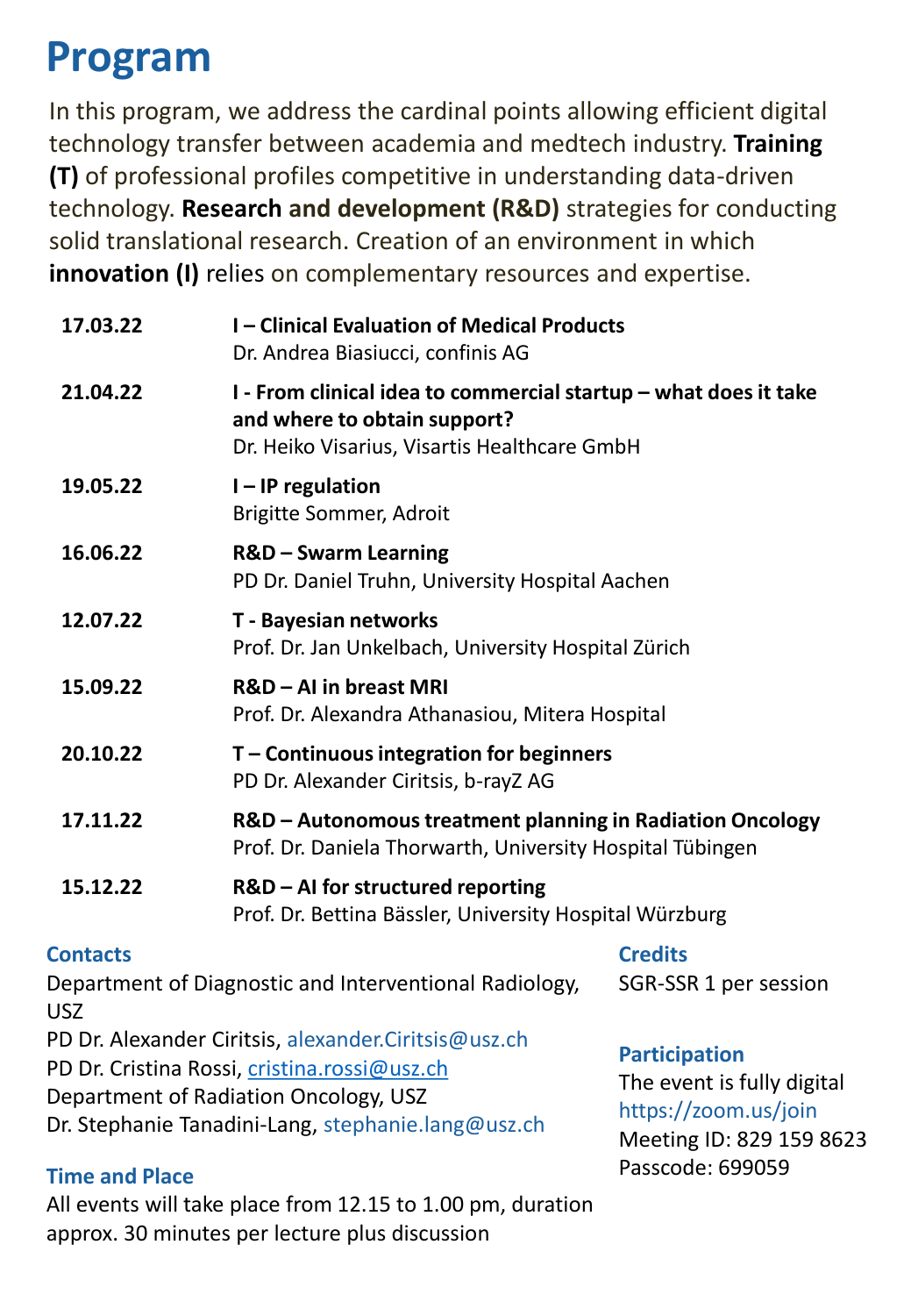# Program

In this program, we address the cardinal points allowing efficient digital technology transfer between academia and medtech industry. **Training (T)** of professional profiles competitive in understanding data-driven technology. **Research and development (R&D)** strategies for conducting solid translational research. Creation of an environment in which **innovation (I)** relies on complementary resources and expertise.

| | |
|---|---|
| **17.03.22** | **I – Clinical Evaluation of Medical Products**<br>Dr. Andrea Biasiucci, confinis AG |
| **21.04.22** | **I - From clinical idea to commercial startup – what does it take and where to obtain support?**<br>Dr. Heiko Visarius, Visartis Healthcare GmbH |
| **19.05.22** | **I – IP regulation**<br>Brigitte Sommer, Adroit |
| **16.06.22** | **R&D – Swarm Learning**<br>PD Dr. Daniel Truhn, University Hospital Aachen |
| **12.07.22** | **T - Bayesian networks**<br>Prof. Dr. Jan Unkelbach, University Hospital Zürich |
| **15.09.22** | **R&D – AI in breast MRI**<br>Prof. Dr. Alexandra Athanasiou, Mitera Hospital |
| **20.10.22** | **T – Continuous integration for beginners**<br>PD Dr. Alexander Ciritsis, b-rayZ AG |
| **17.11.22** | **R&D – Autonomous treatment planning in Radiation Oncology**<br>Prof. Dr. Daniela Thorwarth, University Hospital Tübingen |
| **15.12.22** | **R&D – AI for structured reporting**<br>Prof. Dr. Bettina Bässler, University Hospital Würzburg |

### Contacts

Department of Diagnostic and Interventional Radiology, USZ
PD Dr. Alexander Ciritsis, alexander.Ciritsis@usz.ch
PD Dr. Cristina Rossi, cristina.rossi@usz.ch
Department of Radiation Oncology, USZ
Dr. Stephanie Tanadini-Lang, stephanie.lang@usz.ch

### Time and Place

All events will take place from 12.15 to 1.00 pm, duration approx. 30 minutes per lecture plus discussion

### Credits

SGR-SSR 1 per session

### Participation

The event is fully digital
https://zoom.us/join
Meeting ID: 829 159 8623
Passcode: 699059